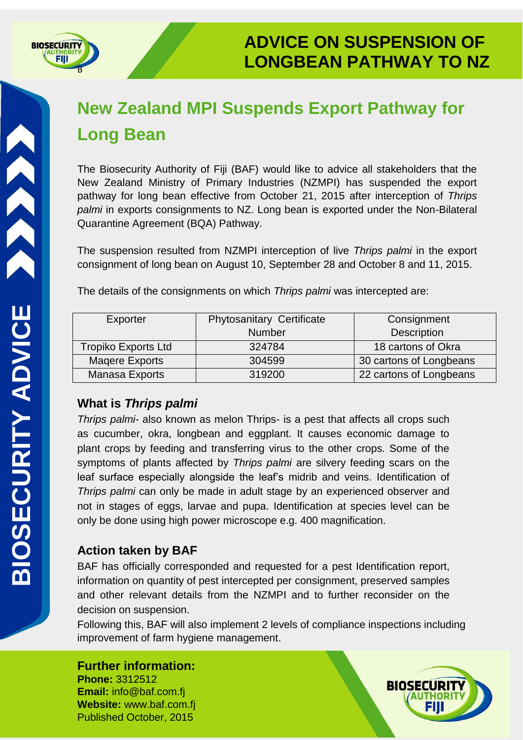# ADVICE ON SUSPENSION OF LONGBEAN PATHWAY TO NZ

BIOSECURITY ADVICE

## New Zealand MPI Suspends Export Pathway for Long Bean

The Biosecurity Authority of Fiji (BAF) would like to advice all stakeholders that the New Zealand Ministry of Primary Industries (NZMPI) has suspended the export pathway for long bean effective from October 21, 2015 after interception of *Thrips palmi* in exports consignments to NZ. Long bean is exported under the Non-Bilateral Quarantine Agreement (BQA) Pathway.

The suspension resulted from NZMPI interception of live *Thrips palmi* in the export consignment of long bean on August 10, September 28 and October 8 and 11, 2015.

The details of the consignments on which *Thrips palmi* was intercepted are:

| Exporter | Phytosanitary Certificate Number | Consignment Description |
|---|---|---|
| Tropiko Exports Ltd | 324784 | 18 cartons of Okra |
| Maqere Exports | 304599 | 30 cartons of Longbeans |
| Manasa Exports | 319200 | 22 cartons of Longbeans |

### What is *Thrips palmi*

*Thrips palmi*- also known as melon Thrips- is a pest that affects all crops such as cucumber, okra, longbean and eggplant. It causes economic damage to plant crops by feeding and transferring virus to the other crops. Some of the symptoms of plants affected by *Thrips palmi* are silvery feeding scars on the leaf surface especially alongside the leaf's midrib and veins. Identification of *Thrips palmi* can only be made in adult stage by an experienced observer and not in stages of eggs, larvae and pupa. Identification at species level can be only be done using high power microscope e.g. 400 magnification.

### Action taken by BAF

BAF has officially corresponded and requested for a pest Identification report, information on quantity of pest intercepted per consignment, preserved samples and other relevant details from the NZMPI and to further reconsider on the decision on suspension.

Following this, BAF will also implement 2 levels of compliance inspections including improvement of farm hygiene management.

### Further information:

**Phone:** 3312512
**Email:** info@baf.com.fj
**Website:** www.baf.com.fj
Published October, 2015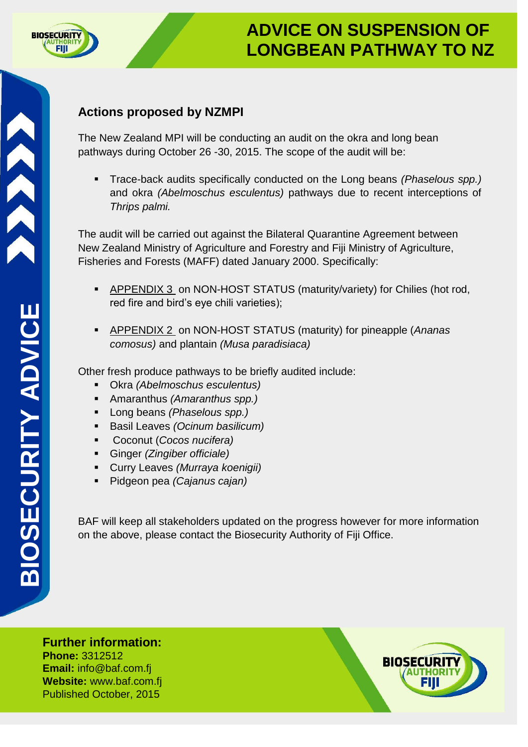# ADVICE ON SUSPENSION OF LONGBEAN PATHWAY TO NZ

## Actions proposed by NZMPI

The New Zealand MPI will be conducting an audit on the okra and long bean pathways during October 26 -30, 2015. The scope of the audit will be:

- Trace-back audits specifically conducted on the Long beans *(Phaselous spp.)* and okra *(Abelmoschus esculentus)* pathways due to recent interceptions of *Thrips palmi.*

The audit will be carried out against the Bilateral Quarantine Agreement between New Zealand Ministry of Agriculture and Forestry and Fiji Ministry of Agriculture, Fisheries and Forests (MAFF) dated January 2000. Specifically:

- <u>APPENDIX 3</u> on NON-HOST STATUS (maturity/variety) for Chilies (hot rod, red fire and bird's eye chili varieties);
- <u>APPENDIX 2</u> on NON-HOST STATUS (maturity) for pineapple (*Ananas comosus)* and plantain *(Musa paradisiaca)*

Other fresh produce pathways to be briefly audited include:

- Okra *(Abelmoschus esculentus)*
- Amaranthus *(Amaranthus spp.)*
- Long beans *(Phaselous spp.)*
- Basil Leaves *(Ocinum basilicum)*
- Coconut (*Cocos nucifera)*
- Ginger *(Zingiber officiale)*
- Curry Leaves *(Murraya koenigii)*
- Pidgeon pea *(Cajanus cajan)*

BAF will keep all stakeholders updated on the progress however for more information on the above, please contact the Biosecurity Authority of Fiji Office.

**Further information:**
**Phone:** 3312512
**Email:** info@baf.com.fj
**Website:** www.baf.com.fj
Published October, 2015